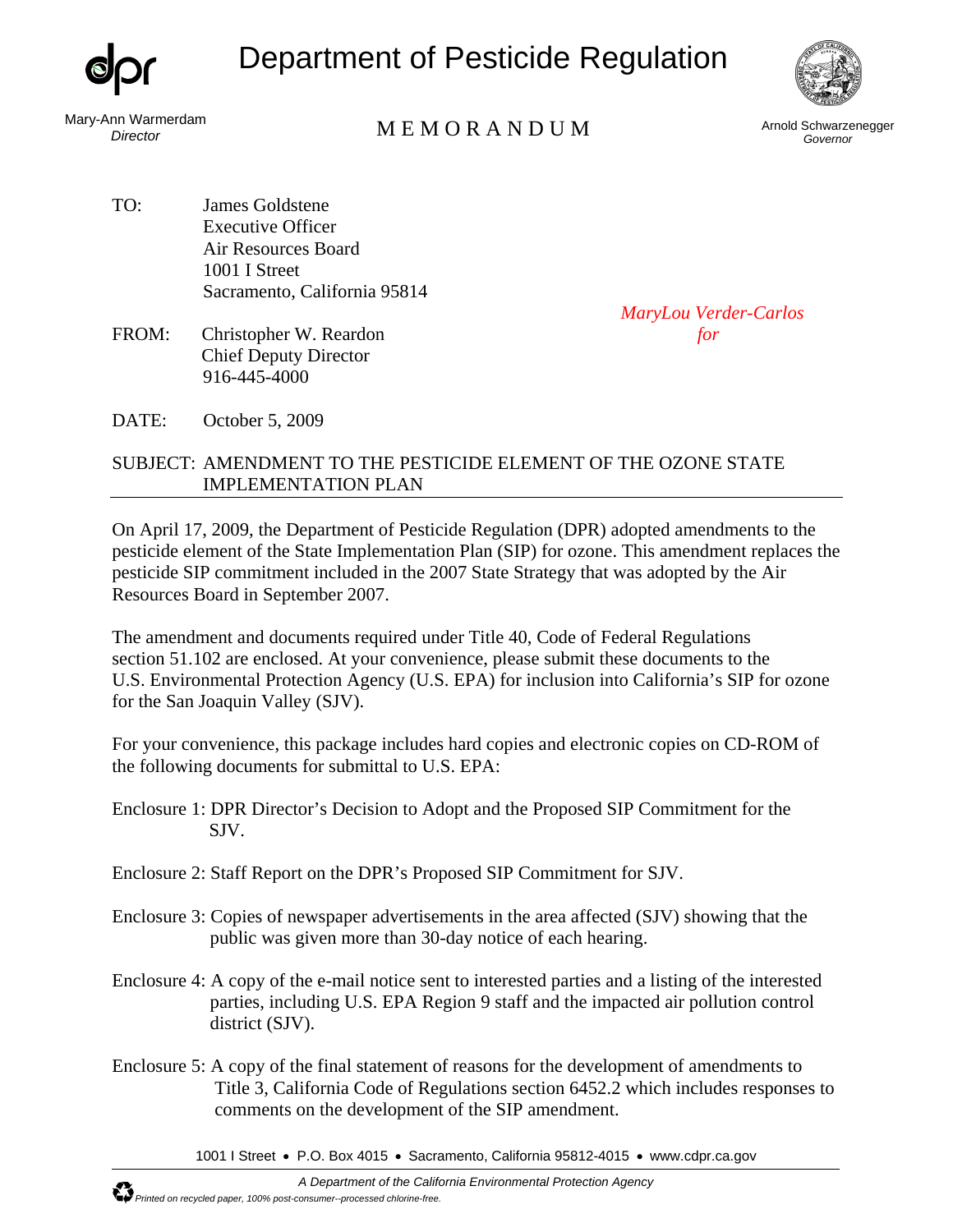# Department of Pesticide Regulation

Mary-Ann Warmerdam
*Director*

## M E M O R A N D U M

Arnold Schwarzenegger
*Governor*

TO: James Goldstene
Executive Officer
Air Resources Board
1001 I Street
Sacramento, California 95814

FROM: Christopher W. Reardon
Chief Deputy Director
916-445-4000

*MaryLou Verder-Carlos for*

DATE: October 5, 2009

SUBJECT: AMENDMENT TO THE PESTICIDE ELEMENT OF THE OZONE STATE IMPLEMENTATION PLAN

---

On April 17, 2009, the Department of Pesticide Regulation (DPR) adopted amendments to the pesticide element of the State Implementation Plan (SIP) for ozone. This amendment replaces the pesticide SIP commitment included in the 2007 State Strategy that was adopted by the Air Resources Board in September 2007.

The amendment and documents required under Title 40, Code of Federal Regulations section 51.102 are enclosed. At your convenience, please submit these documents to the U.S. Environmental Protection Agency (U.S. EPA) for inclusion into California's SIP for ozone for the San Joaquin Valley (SJV).

For your convenience, this package includes hard copies and electronic copies on CD-ROM of the following documents for submittal to U.S. EPA:

Enclosure 1: DPR Director's Decision to Adopt and the Proposed SIP Commitment for the SJV.

Enclosure 2: Staff Report on the DPR's Proposed SIP Commitment for SJV.

Enclosure 3: Copies of newspaper advertisements in the area affected (SJV) showing that the public was given more than 30-day notice of each hearing.

Enclosure 4: A copy of the e-mail notice sent to interested parties and a listing of the interested parties, including U.S. EPA Region 9 staff and the impacted air pollution control district (SJV).

Enclosure 5: A copy of the final statement of reasons for the development of amendments to Title 3, California Code of Regulations section 6452.2 which includes responses to comments on the development of the SIP amendment.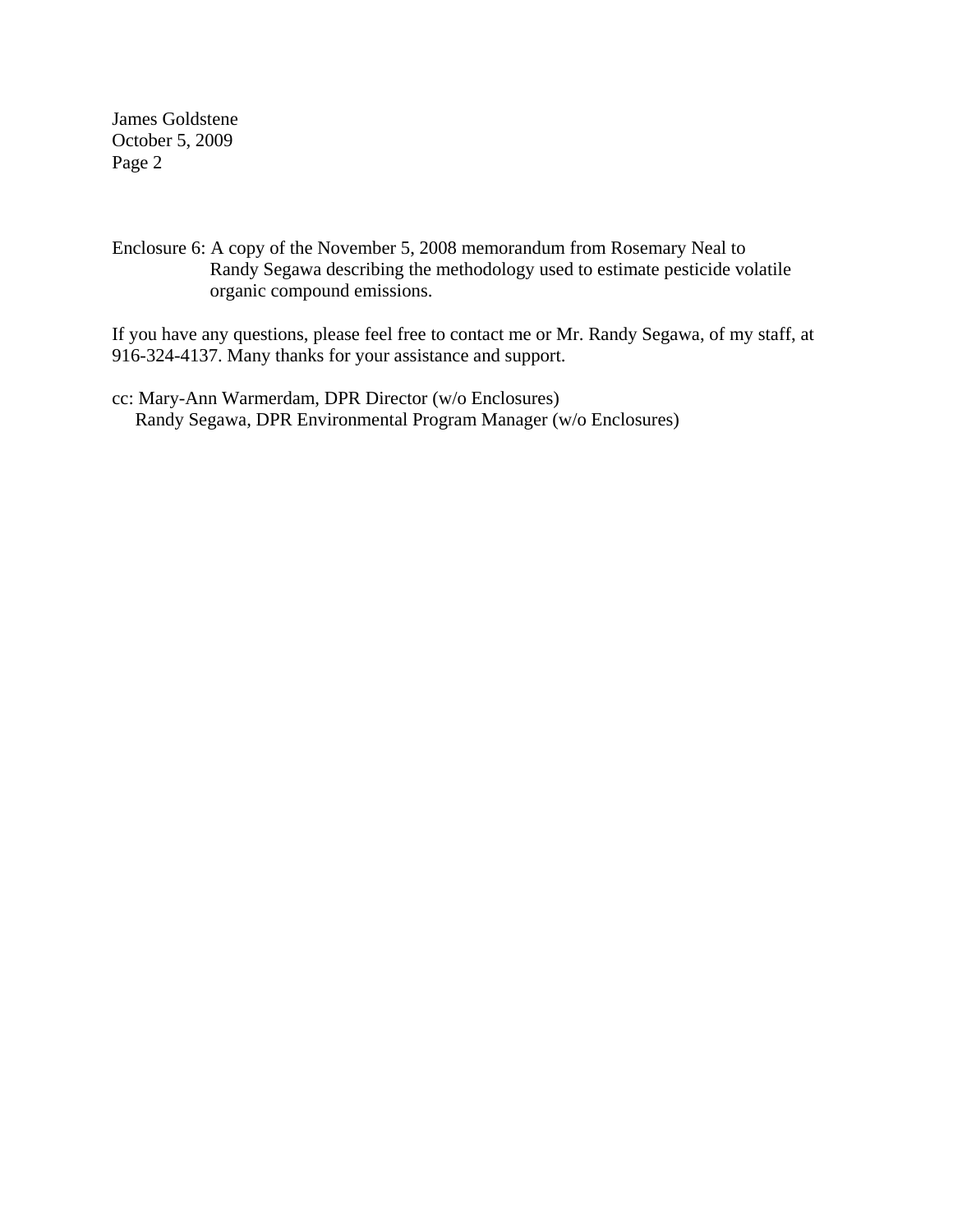Enclosure 6: A copy of the November 5, 2008 memorandum from Rosemary Neal to Randy Segawa describing the methodology used to estimate pesticide volatile organic compound emissions.

If you have any questions, please feel free to contact me or Mr. Randy Segawa, of my staff, at 916-324-4137. Many thanks for your assistance and support.

cc: Mary-Ann Warmerdam, DPR Director (w/o Enclosures)
Randy Segawa, DPR Environmental Program Manager (w/o Enclosures)